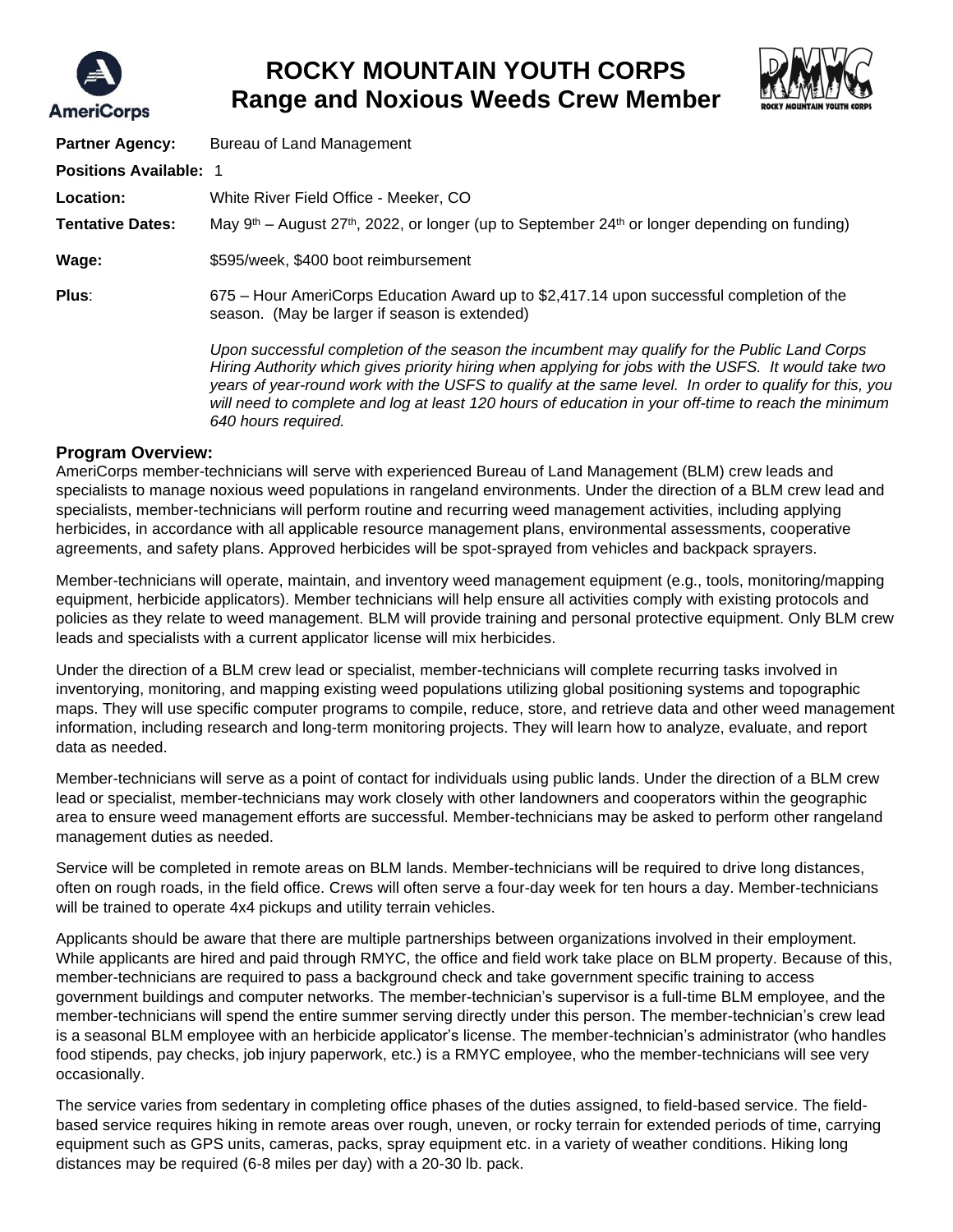# ROCKY MOUNTAIN YOUTH CORPS
## Range and Noxious Weeds Crew Member

**Partner Agency:** Bureau of Land Management

**Positions Available:** 1

**Location:** White River Field Office - Meeker, CO

**Tentative Dates:** May 9th – August 27th, 2022, or longer (up to September 24th or longer depending on funding)

**Wage:** $595/week, $400 boot reimbursement

**Plus**: 675 – Hour AmeriCorps Education Award up to $2,417.14 upon successful completion of the season. (May be larger if season is extended)

*Upon successful completion of the season the incumbent may qualify for the Public Land Corps Hiring Authority which gives priority hiring when applying for jobs with the USFS. It would take two years of year-round work with the USFS to qualify at the same level. In order to qualify for this, you will need to complete and log at least 120 hours of education in your off-time to reach the minimum 640 hours required.*

### Program Overview:

AmeriCorps member-technicians will serve with experienced Bureau of Land Management (BLM) crew leads and specialists to manage noxious weed populations in rangeland environments. Under the direction of a BLM crew lead and specialists, member-technicians will perform routine and recurring weed management activities, including applying herbicides, in accordance with all applicable resource management plans, environmental assessments, cooperative agreements, and safety plans. Approved herbicides will be spot-sprayed from vehicles and backpack sprayers.

Member-technicians will operate, maintain, and inventory weed management equipment (e.g., tools, monitoring/mapping equipment, herbicide applicators). Member technicians will help ensure all activities comply with existing protocols and policies as they relate to weed management. BLM will provide training and personal protective equipment. Only BLM crew leads and specialists with a current applicator license will mix herbicides.

Under the direction of a BLM crew lead or specialist, member-technicians will complete recurring tasks involved in inventorying, monitoring, and mapping existing weed populations utilizing global positioning systems and topographic maps. They will use specific computer programs to compile, reduce, store, and retrieve data and other weed management information, including research and long-term monitoring projects. They will learn how to analyze, evaluate, and report data as needed.

Member-technicians will serve as a point of contact for individuals using public lands. Under the direction of a BLM crew lead or specialist, member-technicians may work closely with other landowners and cooperators within the geographic area to ensure weed management efforts are successful. Member-technicians may be asked to perform other rangeland management duties as needed.

Service will be completed in remote areas on BLM lands. Member-technicians will be required to drive long distances, often on rough roads, in the field office. Crews will often serve a four-day week for ten hours a day. Member-technicians will be trained to operate 4x4 pickups and utility terrain vehicles.

Applicants should be aware that there are multiple partnerships between organizations involved in their employment. While applicants are hired and paid through RMYC, the office and field work take place on BLM property. Because of this, member-technicians are required to pass a background check and take government specific training to access government buildings and computer networks. The member-technician's supervisor is a full-time BLM employee, and the member-technicians will spend the entire summer serving directly under this person. The member-technician's crew lead is a seasonal BLM employee with an herbicide applicator's license. The member-technician's administrator (who handles food stipends, pay checks, job injury paperwork, etc.) is a RMYC employee, who the member-technicians will see very occasionally.

The service varies from sedentary in completing office phases of the duties assigned, to field-based service. The field-based service requires hiking in remote areas over rough, uneven, or rocky terrain for extended periods of time, carrying equipment such as GPS units, cameras, packs, spray equipment etc. in a variety of weather conditions. Hiking long distances may be required (6-8 miles per day) with a 20-30 lb. pack.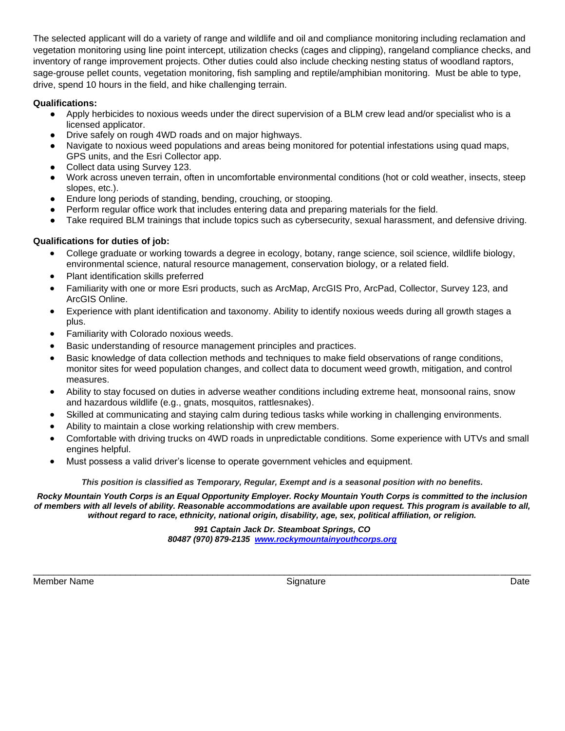The selected applicant will do a variety of range and wildlife and oil and compliance monitoring including reclamation and vegetation monitoring using line point intercept, utilization checks (cages and clipping), rangeland compliance checks, and inventory of range improvement projects. Other duties could also include checking nesting status of woodland raptors, sage-grouse pellet counts, vegetation monitoring, fish sampling and reptile/amphibian monitoring. Must be able to type, drive, spend 10 hours in the field, and hike challenging terrain.

**Qualifications:**

- Apply herbicides to noxious weeds under the direct supervision of a BLM crew lead and/or specialist who is a licensed applicator.
- Drive safely on rough 4WD roads and on major highways.
- Navigate to noxious weed populations and areas being monitored for potential infestations using quad maps, GPS units, and the Esri Collector app.
- Collect data using Survey 123.
- Work across uneven terrain, often in uncomfortable environmental conditions (hot or cold weather, insects, steep slopes, etc.).
- Endure long periods of standing, bending, crouching, or stooping.
- Perform regular office work that includes entering data and preparing materials for the field.
- Take required BLM trainings that include topics such as cybersecurity, sexual harassment, and defensive driving.

**Qualifications for duties of job:**

- College graduate or working towards a degree in ecology, botany, range science, soil science, wildlife biology, environmental science, natural resource management, conservation biology, or a related field.
- Plant identification skills preferred
- Familiarity with one or more Esri products, such as ArcMap, ArcGIS Pro, ArcPad, Collector, Survey 123, and ArcGIS Online.
- Experience with plant identification and taxonomy. Ability to identify noxious weeds during all growth stages a plus.
- Familiarity with Colorado noxious weeds.
- Basic understanding of resource management principles and practices.
- Basic knowledge of data collection methods and techniques to make field observations of range conditions, monitor sites for weed population changes, and collect data to document weed growth, mitigation, and control measures.
- Ability to stay focused on duties in adverse weather conditions including extreme heat, monsoonal rains, snow and hazardous wildlife (e.g., gnats, mosquitos, rattlesnakes).
- Skilled at communicating and staying calm during tedious tasks while working in challenging environments.
- Ability to maintain a close working relationship with crew members.
- Comfortable with driving trucks on 4WD roads in unpredictable conditions. Some experience with UTVs and small engines helpful.
- Must possess a valid driver's license to operate government vehicles and equipment.

***This position is classified as Temporary, Regular, Exempt and is a seasonal position with no benefits.***

***Rocky Mountain Youth Corps is an Equal Opportunity Employer. Rocky Mountain Youth Corps is committed to the inclusion of members with all levels of ability. Reasonable accommodations are available upon request. This program is available to all, without regard to race, ethnicity, national origin, disability, age, sex, political affiliation, or religion.***

***991 Captain Jack Dr. Steamboat Springs, CO 80487 (970) 879-2135 [www.rockymountainyouthcorps.org](http://www.rockymountainyouthcorps.org)***

___________________________________________________________________________

Member Name Signature Date